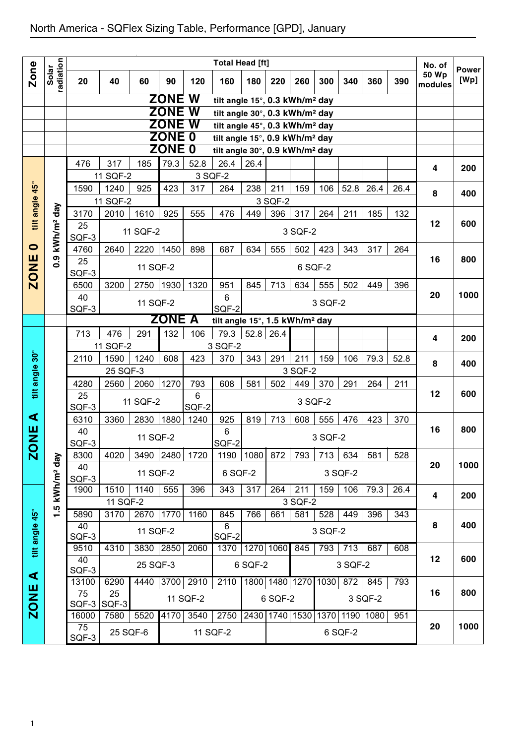# North America - SQFlex Sizing Table, Performance [GPD], January

| Zone | Solar radiation | 20 | 40 | 60 | 90 | 120 | 160 | 180 | 220 | 260 | 300 | 340 | 360 | 390 | No. of 50 Wp modules | Power [Wp] |
|---|---|---|---|---|---|---|---|---|---|---|---|---|---|---|---|---|
| | | Total Head [ft] | | | | | | | | | | | | | | |
| | | ZONE W tilt angle 15°, 0.3 kWh/m² day | | | | | | | | | | | | | | |
| | | ZONE W tilt angle 30°, 0.3 kWh/m² day | | | | | | | | | | | | | | |
| | | ZONE W tilt angle 45°, 0.3 kWh/m² day | | | | | | | | | | | | | | |
| | | ZONE 0 tilt angle 15°, 0.9 kWh/m² day | | | | | | | | | | | | | | |
| | | ZONE 0 tilt angle 30°, 0.9 kWh/m² day | | | | | | | | | | | | | | |
| ZONE 0 tilt angle 45° | 0.9 kWh/m² day | 476 | 317 | 185 | 79.3 | 52.8 | 26.4 | 26.4 | | | | | | | 4 | 200 |
| | | 11 SQF-2 | | | 3 SQF-2 | | | | | | | | | | | |
| | | 1590 | 1240 | 925 | 423 | 317 | 264 | 238 | 211 | 159 | 106 | 52.8 | 26.4 | 26.4 | 8 | 400 |
| | | 11 SQF-2 | | | 3 SQF-2 | | | | | | | | | | | |
| | | 3170 | 2010 | 1610 | 925 | 555 | 476 | 449 | 396 | 317 | 264 | 211 | 185 | 132 | 12 | 600 |
| | | 25 SQF-3 | 11 SQF-2 | | | 3 SQF-2 | | | | | | | | | | |
| | | 4760 | 2640 | 2220 | 1450 | 898 | 687 | 634 | 555 | 502 | 423 | 343 | 317 | 264 | 16 | 800 |
| | | 25 SQF-3 | 11 SQF-2 | | | | 6 SQF-2 | | | | | | | | | |
| | | 6500 | 3200 | 2750 | 1930 | 1320 | 951 | 845 | 713 | 634 | 555 | 502 | 449 | 396 | 20 | 1000 |
| | | 40 SQF-3 | 11 SQF-2 | | | | 6 SQF-2 | 3 SQF-2 | | | | | | | | |
| | | ZONE A tilt angle 15°, 1.5 kWh/m² day | | | | | | | | | | | | | | |
| ZONE A tilt angle 30° | 1.5 kWh/m² day | 713 | 476 | 291 | 132 | 106 | 79.3 | 52.8 | 26.4 | | | | | | 4 | 200 |
| | | 11 SQF-2 | | | 3 SQF-2 | | | | | | | | | | | |
| | | 2110 | 1590 | 1240 | 608 | 423 | 370 | 343 | 291 | 211 | 159 | 106 | 79.3 | 52.8 | 8 | 400 |
| | | 25 SQF-3 | | | | 3 SQF-2 | | | | | | | | | | |
| | | 4280 | 2560 | 2060 | 1270 | 793 | 608 | 581 | 502 | 449 | 370 | 291 | 264 | 211 | 12 | 600 |
| | | 25 SQF-3 | 11 SQF-2 | | | 6 SQF-2 | 3 SQF-2 | | | | | | | | | |
| | | 6310 | 3360 | 2830 | 1880 | 1240 | 925 | 819 | 713 | 608 | 555 | 476 | 423 | 370 | 16 | 800 |
| | | 40 SQF-3 | 11 SQF-2 | | | | 6 SQF-2 | 3 SQF-2 | | | | | | | | |
| | | 8300 | 4020 | 3490 | 2480 | 1720 | 1190 | 1080 | 872 | 793 | 713 | 634 | 581 | 528 | 20 | 1000 |
| | | 40 SQF-3 | 11 SQF-2 | | | | 6 SQF-2 | | 3 SQF-2 | | | | | | | |
| ZONE A tilt angle 45° | | 1900 | 1510 | 1140 | 555 | 396 | 343 | 317 | 264 | 211 | 159 | 106 | 79.3 | 26.4 | 4 | 200 |
| | | 11 SQF-2 | | | | 3 SQF-2 | | | | | | | | | | |
| | | 5890 | 3170 | 2670 | 1770 | 1160 | 845 | 766 | 661 | 581 | 528 | 449 | 396 | 343 | 8 | 400 |
| | | 40 SQF-3 | 11 SQF-2 | | | | 6 SQF-2 | 3 SQF-2 | | | | | | | | |
| | | 9510 | 4310 | 3830 | 2850 | 2060 | 1370 | 1270 | 1060 | 845 | 793 | 713 | 687 | 608 | 12 | 600 |
| | | 40 SQF-3 | 25 SQF-3 | | | | 6 SQF-2 | | | 3 SQF-2 | | | | | | |
| | | 13100 | 6290 | 4440 | 3700 | 2910 | 2110 | 1800 | 1480 | 1270 | 1030 | 872 | 845 | 793 | 16 | 800 |
| | | 75 SQF-3 | 25 SQF-3 | 11 SQF-2 | | | | 6 SQF-2 | | | 3 SQF-2 | | | | | |
| | | 16000 | 7580 | 5520 | 4170 | 3540 | 2750 | 2430 | 1740 | 1530 | 1370 | 1190 | 1080 | 951 | 20 | 1000 |
| | | 75 SQF-3 | 25 SQF-6 | | 11 SQF-2 | | | | 6 SQF-2 | | | | | | | |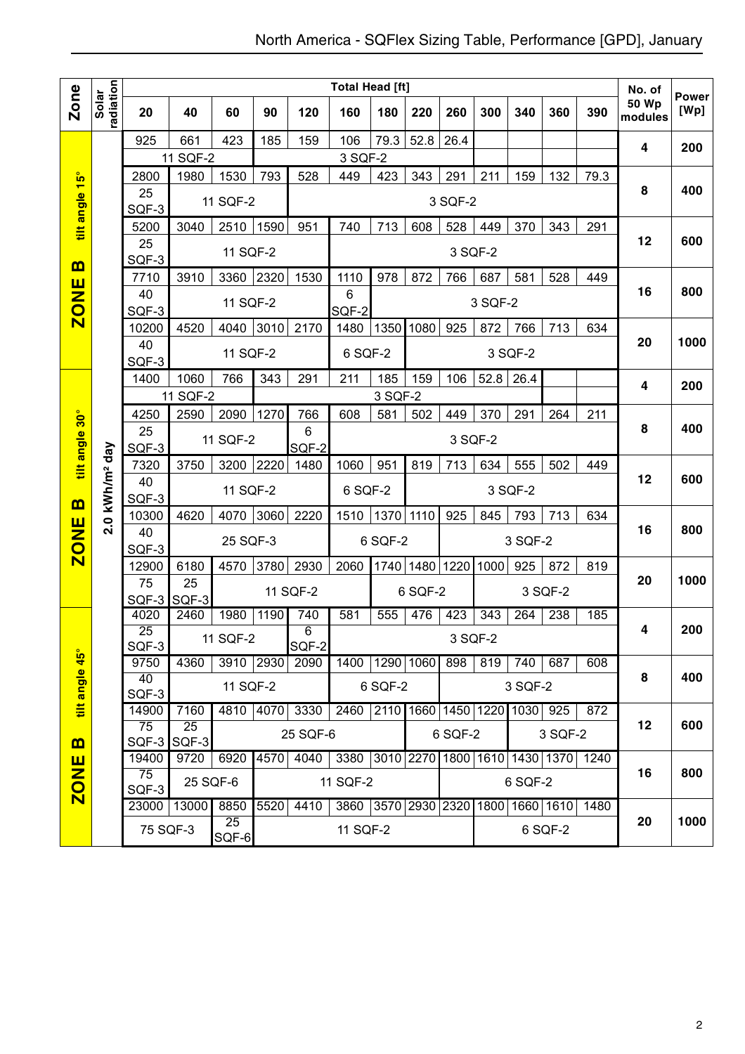# North America - SQFlex Sizing Table, Performance [GPD], January

| Zone | Solar radiation | 20 | 40 | 60 | 90 | 120 | 160 | 180 | 220 | 260 | 300 | 340 | 360 | 390 | No. of 50 Wp modules | Power [Wp] |
|---|---|---|---|---|---|---|---|---|---|---|---|---|---|---|---|---|
| | | **Total Head [ft]** | | | | | | | | | | | | | | |
| ZONE B tilt angle 15° | 2.0 kWh/m² day | 925 | 661 | 423 | 185 | 159 | 106 | 79.3 | 52.8 | 26.4 | | | | | 4 | 200 |
| | | 11 SQF-2 | | | | | 3 SQF-2 | | | | | | | | | |
| | | 2800 | 1980 | 1530 | 793 | 528 | 449 | 423 | 343 | 291 | 211 | 159 | 132 | 79.3 | 8 | 400 |
| | | 25 SQF-3 | 11 SQF-2 | | | 3 SQF-2 | | | | | | | | | | |
| | | 5200 | 3040 | 2510 | 1590 | 951 | 740 | 713 | 608 | 528 | 449 | 370 | 343 | 291 | 12 | 600 |
| | | 25 SQF-3 | 11 SQF-2 | | | | 3 SQF-2 | | | | | | | | | |
| | | 7710 | 3910 | 3360 | 2320 | 1530 | 1110 | 978 | 872 | 766 | 687 | 581 | 528 | 449 | 16 | 800 |
| | | 40 SQF-3 | 11 SQF-2 | | | | 6 SQF-2 | 3 SQF-2 | | | | | | | | |
| | | 10200 | 4520 | 4040 | 3010 | 2170 | 1480 | 1350 | 1080 | 925 | 872 | 766 | 713 | 634 | 20 | 1000 |
| | | 40 SQF-3 | 11 SQF-2 | | | | 6 SQF-2 | | 3 SQF-2 | | | | | | | |
| ZONE B tilt angle 30° | | 1400 | 1060 | 766 | 343 | 291 | 211 | 185 | 159 | 106 | 52.8 | 26.4 | | | 4 | 200 |
| | | 11 SQF-2 | | | | | 3 SQF-2 | | | | | | | | | |
| | | 4250 | 2590 | 2090 | 1270 | 766 | 608 | 581 | 502 | 449 | 370 | 291 | 264 | 211 | 8 | 400 |
| | | 25 SQF-3 | 11 SQF-2 | | | 6 SQF-2 | 3 SQF-2 | | | | | | | | | |
| | | 7320 | 3750 | 3200 | 2220 | 1480 | 1060 | 951 | 819 | 713 | 634 | 555 | 502 | 449 | 12 | 600 |
| | | 40 SQF-3 | 11 SQF-2 | | | | 6 SQF-2 | | 3 SQF-2 | | | | | | | |
| | | 10300 | 4620 | 4070 | 3060 | 2220 | 1510 | 1370 | 1110 | 925 | 845 | 793 | 713 | 634 | 16 | 800 |
| | | 40 SQF-3 | 25 SQF-3 | | | | 6 SQF-2 | | | 3 SQF-2 | | | | | | |
| | | 12900 | 6180 | 4570 | 3780 | 2930 | 2060 | 1740 | 1480 | 1220 | 1000 | 925 | 872 | 819 | 20 | 1000 |
| | | 75 SQF-3 | 25 SQF-3 | 11 SQF-2 | | | | 6 SQF-2 | | | 3 SQF-2 | | | | | |
| ZONE B tilt angle 45° | | 4020 | 2460 | 1980 | 1190 | 740 | 581 | 555 | 476 | 423 | 343 | 264 | 238 | 185 | 4 | 200 |
| | | 25 SQF-3 | 11 SQF-2 | | | 6 SQF-2 | 3 SQF-2 | | | | | | | | | |
| | | 9750 | 4360 | 3910 | 2930 | 2090 | 1400 | 1290 | 1060 | 898 | 819 | 740 | 687 | 608 | 8 | 400 |
| | | 40 SQF-3 | 11 SQF-2 | | | | 6 SQF-2 | | | 3 SQF-2 | | | | | | |
| | | 14900 | 7160 | 4810 | 4070 | 3330 | 2460 | 2110 | 1660 | 1450 | 1220 | 1030 | 925 | 872 | 12 | 600 |
| | | 75 SQF-3 | 25 SQF-3 | 25 SQF-6 | | | | | 6 SQF-2 | | | 3 SQF-2 | | | | |
| | | 19400 | 9720 | 6920 | 4570 | 4040 | 3380 | 3010 | 2270 | 1800 | 1610 | 1430 | 1370 | 1240 | 16 | 800 |
| | | 75 SQF-3 | 25 SQF-6 | | 11 SQF-2 | | | | | 6 SQF-2 | | | | | | |
| | | 23000 | 13000 | 8850 | 5520 | 4410 | 3860 | 3570 | 2930 | 2320 | 1800 | 1660 | 1610 | 1480 | 20 | 1000 |
| | | 75 SQF-3 | | 25 SQF-6 | 11 SQF-2 | | | | | | 6 SQF-2 | | | | | |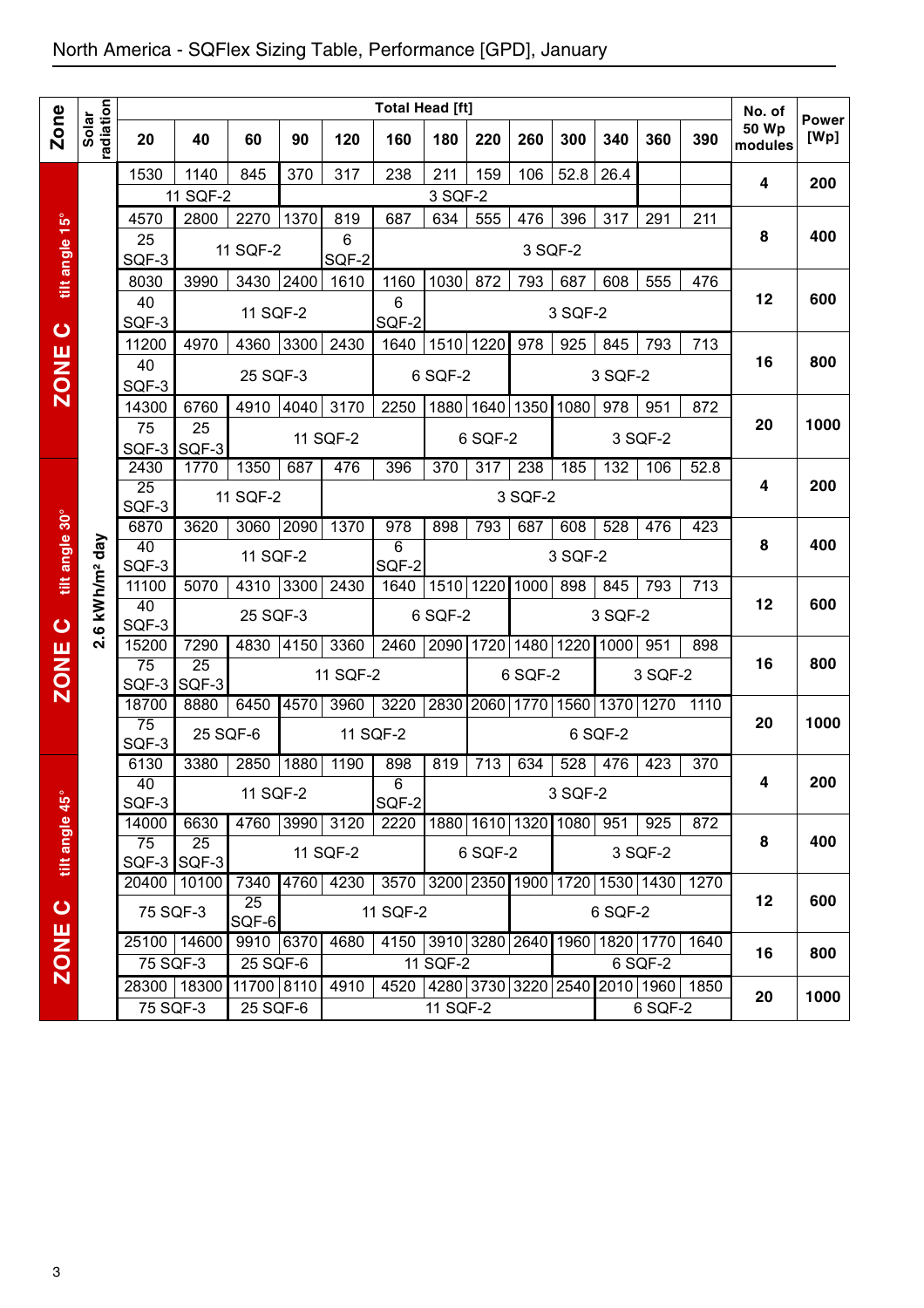# North America - SQFlex Sizing Table, Performance [GPD], January

| Zone | Solar radiation | 20 | 40 | 60 | 90 | 120 | 160 | 180 | 220 | 260 | 300 | 340 | 360 | 390 | No. of 50 Wp modules | Power [Wp] |
|---|---|---|---|---|---|---|---|---|---|---|---|---|---|---|---|---|
| | | **Total Head [ft]** | | | | | | | | | | | | | | |
| ZONE C tilt angle 15° | 2.6 kWh/m² day | 1530 | 1140 | 845 | 370 | 317 | 238 | 211 | 159 | 106 | 52.8 | 26.4 | | | 4 | 200 |
| | | 11 SQF-2 | | | 3 SQF-2 | | | | | | | | | | | |
| | | 4570 | 2800 | 2270 | 1370 | 819 | 687 | 634 | 555 | 476 | 396 | 317 | 291 | 211 | 8 | 400 |
| | | 25 SQF-3 | 11 SQF-2 | | | 6 SQF-2 | 3 SQF-2 | | | | | | | | | |
| | | 8030 | 3990 | 3430 | 2400 | 1610 | 1160 | 1030 | 872 | 793 | 687 | 608 | 555 | 476 | 12 | 600 |
| | | 40 SQF-3 | 11 SQF-2 | | | | 6 SQF-2 | 3 SQF-2 | | | | | | | | |
| | | 11200 | 4970 | 4360 | 3300 | 2430 | 1640 | 1510 | 1220 | 978 | 925 | 845 | 793 | 713 | 16 | 800 |
| | | 40 SQF-3 | 25 SQF-3 | | | | 6 SQF-2 | | | 3 SQF-2 | | | | | | |
| | | 14300 | 6760 | 4910 | 4040 | 3170 | 2250 | 1880 | 1640 | 1350 | 1080 | 978 | 951 | 872 | 20 | 1000 |
| | | 75 SQF-3 | 25 SQF-3 | 11 SQF-2 | | | | 6 SQF-2 | | | 3 SQF-2 | | | | | |
| ZONE C tilt angle 30° | 2.6 kWh/m² day | 2430 | 1770 | 1350 | 687 | 476 | 396 | 370 | 317 | 238 | 185 | 132 | 106 | 52.8 | 4 | 200 |
| | | 25 SQF-3 | 11 SQF-2 | | | 3 SQF-2 | | | | | | | | | | |
| | | 6870 | 3620 | 3060 | 2090 | 1370 | 978 | 898 | 793 | 687 | 608 | 528 | 476 | 423 | 8 | 400 |
| | | 40 SQF-3 | 11 SQF-2 | | | | 6 SQF-2 | 3 SQF-2 | | | | | | | | |
| | | 11100 | 5070 | 4310 | 3300 | 2430 | 1640 | 1510 | 1220 | 1000 | 898 | 845 | 793 | 713 | 12 | 600 |
| | | 40 SQF-3 | 25 SQF-3 | | | | 6 SQF-2 | | | 3 SQF-2 | | | | | | |
| | | 15200 | 7290 | 4830 | 4150 | 3360 | 2460 | 2090 | 1720 | 1480 | 1220 | 1000 | 951 | 898 | 16 | 800 |
| | | 75 SQF-3 | 25 SQF-3 | 11 SQF-2 | | | | | 6 SQF-2 | | | 3 SQF-2 | | | | |
| | | 18700 | 8880 | 6450 | 4570 | 3960 | 3220 | 2830 | 2060 | 1770 | 1560 | 1370 | 1270 | 1110 | 20 | 1000 |
| | | 75 SQF-3 | 25 SQF-6 | | 11 SQF-2 | | | | 6 SQF-2 | | | | | | | |
| ZONE C tilt angle 45° | 2.6 kWh/m² day | 6130 | 3380 | 2850 | 1880 | 1190 | 898 | 819 | 713 | 634 | 528 | 476 | 423 | 370 | 4 | 200 |
| | | 40 SQF-3 | 11 SQF-2 | | | | 6 SQF-2 | 3 SQF-2 | | | | | | | | |
| | | 14000 | 6630 | 4760 | 3990 | 3120 | 2220 | 1880 | 1610 | 1320 | 1080 | 951 | 925 | 872 | 8 | 400 |
| | | 75 SQF-3 | 25 SQF-3 | 11 SQF-2 | | | | 6 SQF-2 | | | 3 SQF-2 | | | | | |
| | | 20400 | 10100 | 7340 | 4760 | 4230 | 3570 | 3200 | 2350 | 1900 | 1720 | 1530 | 1430 | 1270 | 12 | 600 |
| | | 75 SQF-3 | | 25 SQF-6 | 11 SQF-2 | | | | | 6 SQF-2 | | | | | | |
| | | 25100 | 14600 | 9910 | 6370 | 4680 | 4150 | 3910 | 3280 | 2640 | 1960 | 1820 | 1770 | 1640 | 16 | 800 |
| | | 75 SQF-3 | | 25 SQF-6 | | 11 SQF-2 | | | | | 6 SQF-2 | | | | | |
| | | 28300 | 18300 | 11700 | 8110 | 4910 | 4520 | 4280 | 3730 | 3220 | 2540 | 2010 | 1960 | 1850 | 20 | 1000 |
| | | 75 SQF-3 | | 25 SQF-6 | | 11 SQF-2 | | | | | | 6 SQF-2 | | | | |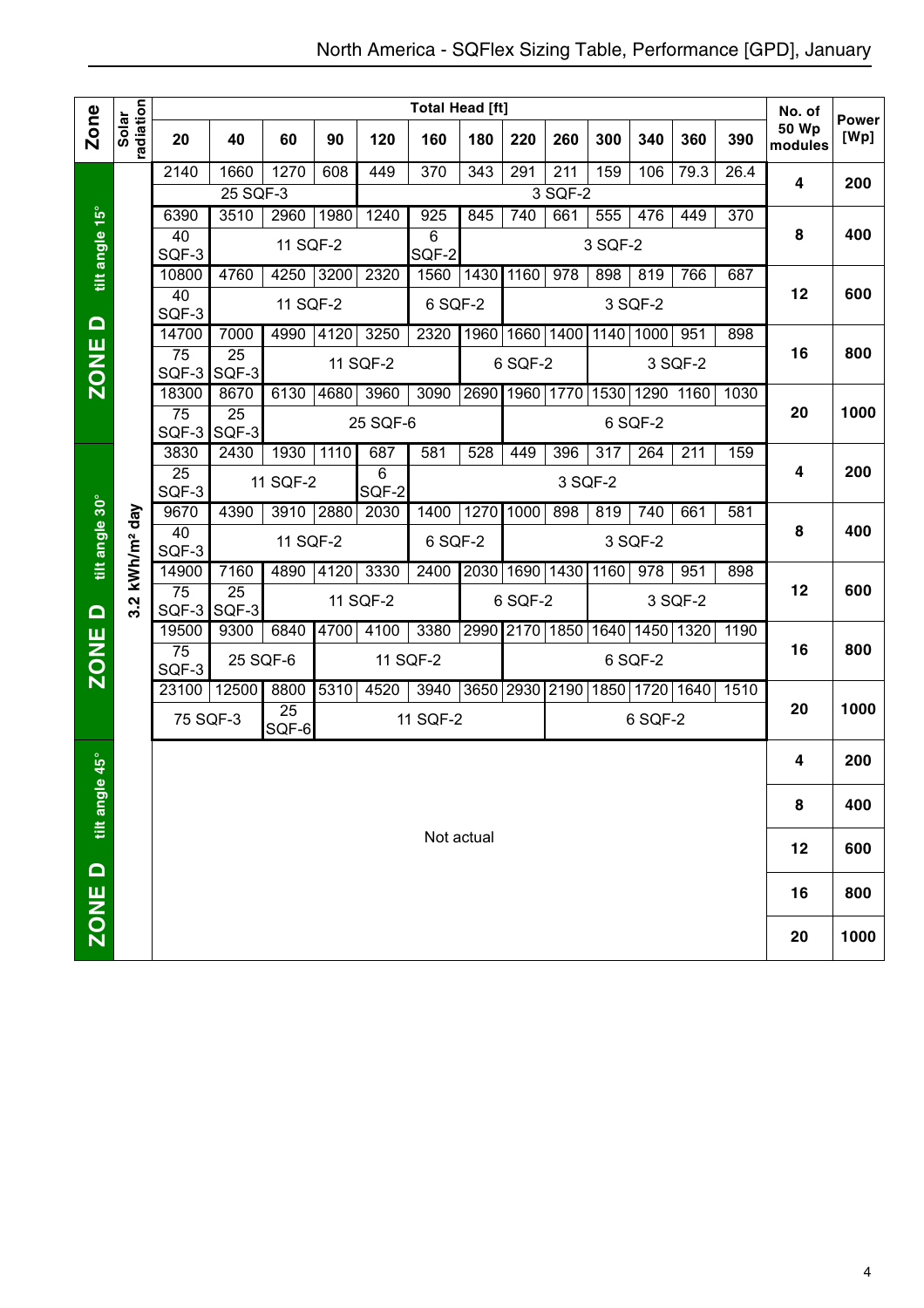# North America - SQFlex Sizing Table, Performance [GPD], January

| Zone | Solar radiation | Total Head [ft] 20 | 40 | 60 | 90 | 120 | 160 | 180 | 220 | 260 | 300 | 340 | 360 | 390 | No. of 50 Wp modules | Power [Wp] |
|---|---|---|---|---|---|---|---|---|---|---|---|---|---|---|---|---|
| ZONE D tilt angle 15° | 3.2 kWh/m² day | 2140 | 1660 | 1270 | 608 | 449 | 370 | 343 | 291 | 211 | 159 | 106 | 79.3 | 26.4 | 4 | 200 |
| | | 25 SQF-3 | | | | 3 SQF-2 | | | | | | | | | | |
| | | 6390 | 3510 | 2960 | 1980 | 1240 | 925 | 845 | 740 | 661 | 555 | 476 | 449 | 370 | 8 | 400 |
| | | 40 SQF-3 | 11 SQF-2 | | | | 6 SQF-2 | 3 SQF-2 | | | | | | | | |
| | | 10800 | 4760 | 4250 | 3200 | 2320 | 1560 | 1430 | 1160 | 978 | 898 | 819 | 766 | 687 | 12 | 600 |
| | | 40 SQF-3 | 11 SQF-2 | | | | 6 SQF-2 | | 3 SQF-2 | | | | | | | |
| | | 14700 | 7000 | 4990 | 4120 | 3250 | 2320 | 1960 | 1660 | 1400 | 1140 | 1000 | 951 | 898 | 16 | 800 |
| | | 75 SQF-3 | 25 SQF-3 | 11 SQF-2 | | | | 6 SQF-2 | | | 3 SQF-2 | | | | | |
| | | 18300 | 8670 | 6130 | 4680 | 3960 | 3090 | 2690 | 1960 | 1770 | 1530 | 1290 | 1160 | 1030 | 20 | 1000 |
| | | 75 SQF-3 | 25 SQF-3 | 25 SQF-6 | | | | | 6 SQF-2 | | | | | | | |
| ZONE D tilt angle 30° | | 3830 | 2430 | 1930 | 1110 | 687 | 581 | 528 | 449 | 396 | 317 | 264 | 211 | 159 | 4 | 200 |
| | | 25 SQF-3 | 11 SQF-2 | | | 6 SQF-2 | 3 SQF-2 | | | | | | | | | |
| | | 9670 | 4390 | 3910 | 2880 | 2030 | 1400 | 1270 | 1000 | 898 | 819 | 740 | 661 | 581 | 8 | 400 |
| | | 40 SQF-3 | 11 SQF-2 | | | | 6 SQF-2 | | 3 SQF-2 | | | | | | | |
| | | 14900 | 7160 | 4890 | 4120 | 3330 | 2400 | 2030 | 1690 | 1430 | 1160 | 978 | 951 | 898 | 12 | 600 |
| | | 75 SQF-3 | 25 SQF-3 | 11 SQF-2 | | | | 6 SQF-2 | | | 3 SQF-2 | | | | | |
| | | 19500 | 9300 | 6840 | 4700 | 4100 | 3380 | 2990 | 2170 | 1850 | 1640 | 1450 | 1320 | 1190 | 16 | 800 |
| | | 75 SQF-3 | 25 SQF-6 | | 11 SQF-2 | | | | 6 SQF-2 | | | | | | | |
| | | 23100 | 12500 | 8800 | 5310 | 4520 | 3940 | 3650 | 2930 | 2190 | 1850 | 1720 | 1640 | 1510 | 20 | 1000 |
| | | 75 SQF-3 | | 25 SQF-6 | 11 SQF-2 | | | | | 6 SQF-2 | | | | | | |
| ZONE D tilt angle 45° | | Not actual | | | | | | | | | | | | | 4 | 200 |
| | | | | | | | | | | | | | | | 8 | 400 |
| | | | | | | | | | | | | | | | 12 | 600 |
| | | | | | | | | | | | | | | | 16 | 800 |
| | | | | | | | | | | | | | | | 20 | 1000 |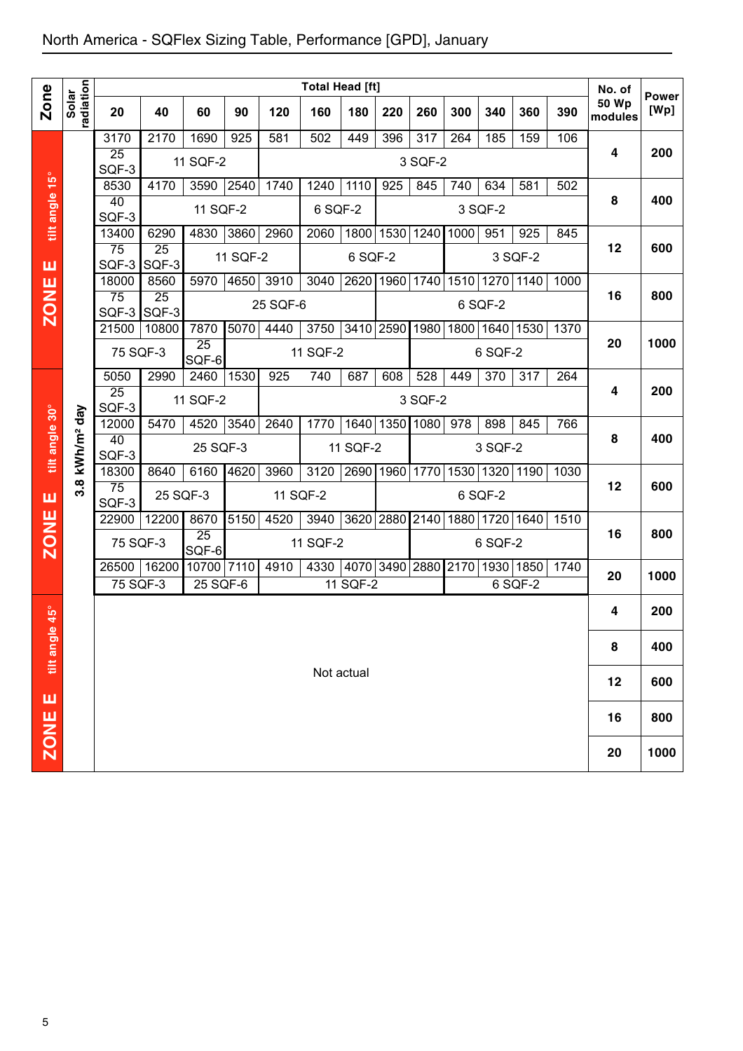North America - SQFlex Sizing Table, Performance [GPD], January

| Zone | Solar radiation | Total Head [ft] 20 | 40 | 60 | 90 | 120 | 160 | 180 | 220 | 260 | 300 | 340 | 360 | 390 | No. of 50 Wp modules | Power [Wp] |
|---|---|---|---|---|---|---|---|---|---|---|---|---|---|---|---|---|
| ZONE E tilt angle 15° | 3.8 kWh/m² day | 3170 | 2170 | 1690 | 925 | 581 | 502 | 449 | 396 | 317 | 264 | 185 | 159 | 106 | 4 | 200 |
| | | 25 SQF-3 | 11 SQF-2 | | | 3 SQF-2 | | | | | | | | | | |
| | | 8530 | 4170 | 3590 | 2540 | 1740 | 1240 | 1110 | 925 | 845 | 740 | 634 | 581 | 502 | 8 | 400 |
| | | 40 SQF-3 | 11 SQF-2 | | | | 6 SQF-2 | | 3 SQF-2 | | | | | | | |
| | | 13400 | 6290 | 4830 | 3860 | 2960 | 2060 | 1800 | 1530 | 1240 | 1000 | 951 | 925 | 845 | 12 | 600 |
| | | 75 SQF-3 | 25 SQF-3 | 11 SQF-2 | | | 6 SQF-2 | | | | 3 SQF-2 | | | | | |
| | | 18000 | 8560 | 5970 | 4650 | 3910 | 3040 | 2620 | 1960 | 1740 | 1510 | 1270 | 1140 | 1000 | 16 | 800 |
| | | 75 SQF-3 | 25 SQF-3 | 25 SQF-6 | | | | | 6 SQF-2 | | | | | | | |
| | | 21500 | 10800 | 7870 | 5070 | 4440 | 3750 | 3410 | 2590 | 1980 | 1800 | 1640 | 1530 | 1370 | 20 | 1000 |
| | | 75 SQF-3 | | 25 SQF-6 | 11 SQF-2 | | | | | 6 SQF-2 | | | | | | |
| ZONE E tilt angle 30° | 3.8 kWh/m² day | 5050 | 2990 | 2460 | 1530 | 925 | 740 | 687 | 608 | 528 | 449 | 370 | 317 | 264 | 4 | 200 |
| | | 25 SQF-3 | 11 SQF-2 | | | 3 SQF-2 | | | | | | | | | | |
| | | 12000 | 5470 | 4520 | 3540 | 2640 | 1770 | 1640 | 1350 | 1080 | 978 | 898 | 845 | 766 | 8 | 400 |
| | | 40 SQF-3 | 25 SQF-3 | | | | 11 SQF-2 | | | 3 SQF-2 | | | | | | |
| | | 18300 | 8640 | 6160 | 4620 | 3960 | 3120 | 2690 | 1960 | 1770 | 1530 | 1320 | 1190 | 1030 | 12 | 600 |
| | | 75 SQF-3 | 25 SQF-3 | | 11 SQF-2 | | | | 6 SQF-2 | | | | | | | |
| | | 22900 | 12200 | 8670 | 5150 | 4520 | 3940 | 3620 | 2880 | 2140 | 1880 | 1720 | 1640 | 1510 | 16 | 800 |
| | | 75 SQF-3 | | 25 SQF-6 | 11 SQF-2 | | | | | 6 SQF-2 | | | | | | |
| | | 26500 | 16200 | 10700 | 7110 | 4910 | 4330 | 4070 | 3490 | 2880 | 2170 | 1930 | 1850 | 1740 | 20 | 1000 |
| | | 75 SQF-3 | | 25 SQF-6 | | 11 SQF-2 | | | | | 6 SQF-2 | | | | | |
| ZONE E tilt angle 45° | | Not actual | | | | | | | | | | | | | 4 | 200 |
| | | | | | | | | | | | | | | | 8 | 400 |
| | | | | | | | | | | | | | | | 12 | 600 |
| | | | | | | | | | | | | | | | 16 | 800 |
| | | | | | | | | | | | | | | | 20 | 1000 |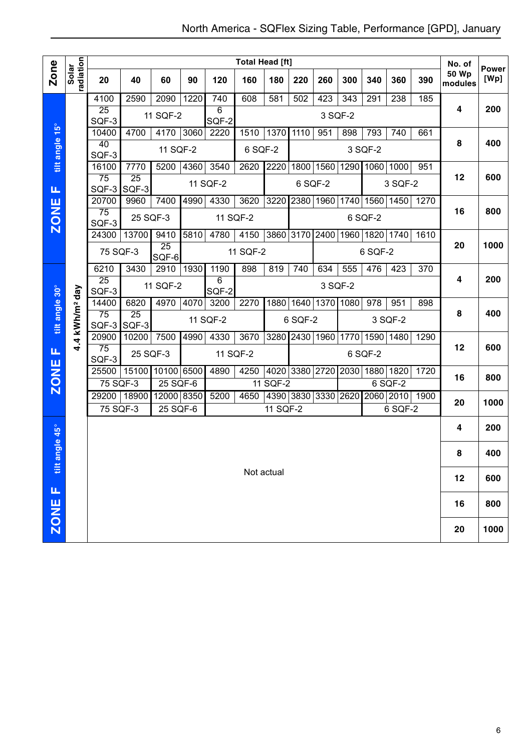# North America - SQFlex Sizing Table, Performance [GPD], January

| Zone | Solar radiation | 20 | 40 | 60 | 90 | 120 | 160 | 180 | 220 | 260 | 300 | 340 | 360 | 390 | No. of 50 Wp modules | Power [Wp] |
|---|---|---|---|---|---|---|---|---|---|---|---|---|---|---|---|---|
| | | **Total Head [ft]** | | | | | | | | | | | | | | |
| ZONE F tilt angle 15° | 4.4 kWh/m² day | 4100 | 2590 | 2090 | 1220 | 740 | 608 | 581 | 502 | 423 | 343 | 291 | 238 | 185 | 4 | 200 |
| | | 25 SQF-3 | 11 SQF-2 | | | 6 SQF-2 | 3 SQF-2 | | | | | | | | | |
| | | 10400 | 4700 | 4170 | 3060 | 2220 | 1510 | 1370 | 1110 | 951 | 898 | 793 | 740 | 661 | 8 | 400 |
| | | 40 SQF-3 | 11 SQF-2 | | | | 6 SQF-2 | | 3 SQF-2 | | | | | | | |
| | | 16100 | 7770 | 5200 | 4360 | 3540 | 2620 | 2220 | 1800 | 1560 | 1290 | 1060 | 1000 | 951 | 12 | 600 |
| | | 75 SQF-3 | 25 SQF-3 | 11 SQF-2 | | | | 6 SQF-2 | | | | 3 SQF-2 | | | | |
| | | 20700 | 9960 | 7400 | 4990 | 4330 | 3620 | 3220 | 2380 | 1960 | 1740 | 1560 | 1450 | 1270 | 16 | 800 |
| | | 75 SQF-3 | 25 SQF-3 | | 11 SQF-2 | | | | 6 SQF-2 | | | | | | | |
| | | 24300 | 13700 | 9410 | 5810 | 4780 | 4150 | 3860 | 3170 | 2400 | 1960 | 1820 | 1740 | 1610 | 20 | 1000 |
| | | 75 SQF-3 | | 25 SQF-6 | 11 SQF-2 | | | | | 6 SQF-2 | | | | | | |
| ZONE F tilt angle 30° | 4.4 kWh/m² day | 6210 | 3430 | 2910 | 1930 | 1190 | 898 | 819 | 740 | 634 | 555 | 476 | 423 | 370 | 4 | 200 |
| | | 25 SQF-3 | 11 SQF-2 | | | 6 SQF-2 | 3 SQF-2 | | | | | | | | | |
| | | 14400 | 6820 | 4970 | 4070 | 3200 | 2270 | 1880 | 1640 | 1370 | 1080 | 978 | 951 | 898 | 8 | 400 |
| | | 75 SQF-3 | 25 SQF-3 | 11 SQF-2 | | | | 6 SQF-2 | | | 3 SQF-2 | | | | | |
| | | 20900 | 10200 | 7500 | 4990 | 4330 | 3670 | 3280 | 2430 | 1960 | 1770 | 1590 | 1480 | 1290 | 12 | 600 |
| | | 75 SQF-3 | 25 SQF-3 | | 11 SQF-2 | | | | 6 SQF-2 | | | | | | | |
| | | 25500 | 15100 | 10100 | 6500 | 4890 | 4250 | 4020 | 3380 | 2720 | 2030 | 1880 | 1820 | 1720 | 16 | 800 |
| | | 75 SQF-3 | | 25 SQF-6 | | 11 SQF-2 | | | | | 6 SQF-2 | | | | | |
| | | 29200 | 18900 | 12000 | 8350 | 5200 | 4650 | 4390 | 3830 | 3330 | 2620 | 2060 | 2010 | 1900 | 20 | 1000 |
| | | 75 SQF-3 | | 25 SQF-6 | | 11 SQF-2 | | | | | | 6 SQF-2 | | | | |
| ZONE F tilt angle 45° | | Not actual | | | | | | | | | | | | | 4 | 200 |
| | | | | | | | | | | | | | | | 8 | 400 |
| | | | | | | | | | | | | | | | 12 | 600 |
| | | | | | | | | | | | | | | | 16 | 800 |
| | | | | | | | | | | | | | | | 20 | 1000 |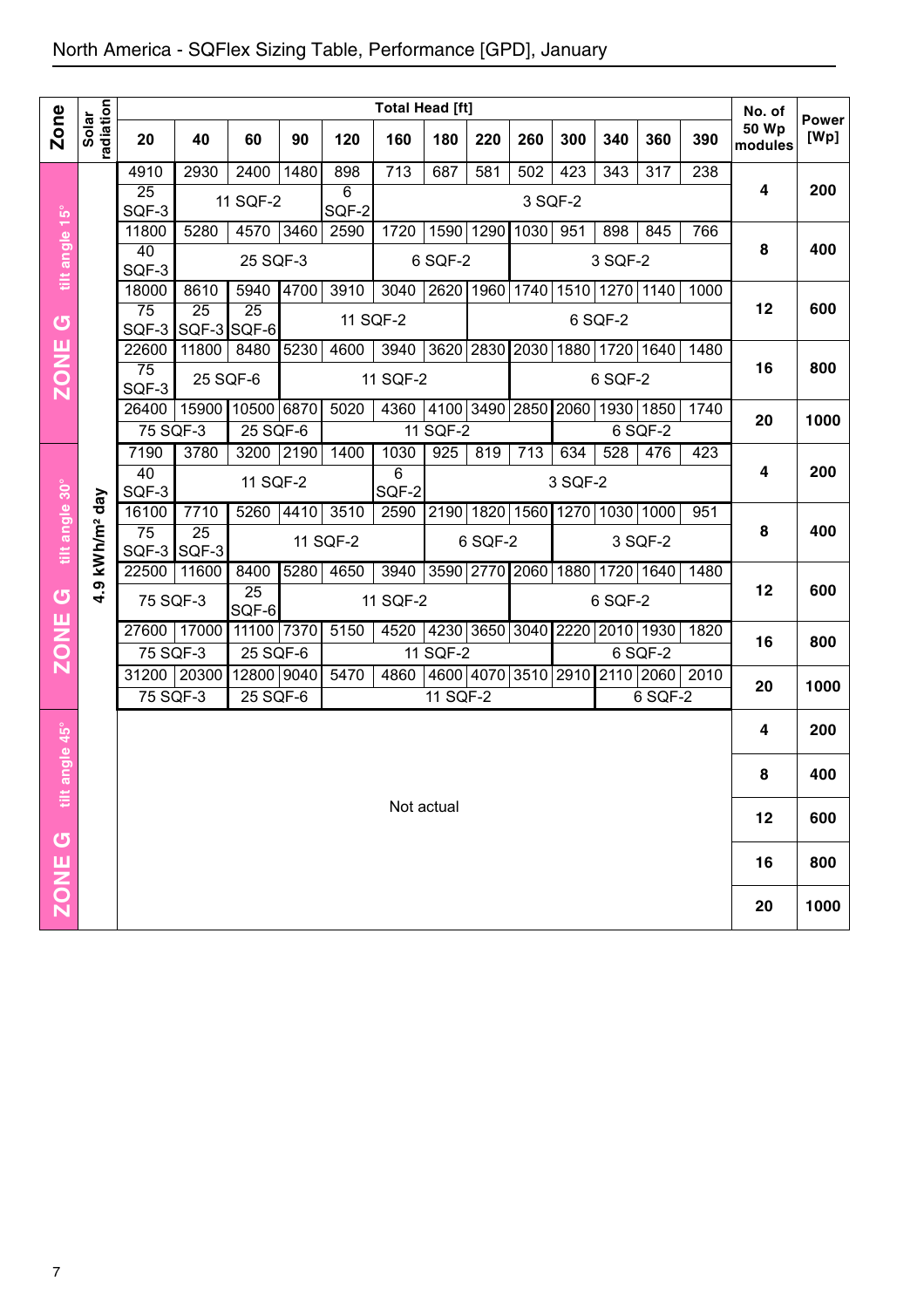# North America - SQFlex Sizing Table, Performance [GPD], January

| Zone | Solar radiation | 20 | 40 | 60 | 90 | 120 | 160 | 180 | 220 | 260 | 300 | 340 | 360 | 390 | No. of 50 Wp modules | Power [Wp] |
|---|---|---|---|---|---|---|---|---|---|---|---|---|---|---|---|---|
| ZONE G tilt angle 15° | 4.9 kWh/m² day | 4910 | 2930 | 2400 | 1480 | 898 | 713 | 687 | 581 | 502 | 423 | 343 | 317 | 238 | 4 | 200 |
| | | 25 SQF-3 | 11 SQF-2 | | | 6 SQF-2 | 3 SQF-2 | | | | | | | | | |
| | | 11800 | 5280 | 4570 | 3460 | 2590 | 1720 | 1590 | 1290 | 1030 | 951 | 898 | 845 | 766 | 8 | 400 |
| | | 40 SQF-3 | 25 SQF-3 | | | | 6 SQF-2 | | | 3 SQF-2 | | | | | | |
| | | 18000 | 8610 | 5940 | 4700 | 3910 | 3040 | 2620 | 1960 | 1740 | 1510 | 1270 | 1140 | 1000 | 12 | 600 |
| | | 75 SQF-3 | 25 SQF-3 | 25 SQF-6 | 11 SQF-2 | | | | 6 SQF-2 | | | | | | | |
| | | 22600 | 11800 | 8480 | 5230 | 4600 | 3940 | 3620 | 2830 | 2030 | 1880 | 1720 | 1640 | 1480 | 16 | 800 |
| | | 75 SQF-3 | 25 SQF-6 | | 11 SQF-2 | | | | | 6 SQF-2 | | | | | | |
| | | 26400 | 15900 | 10500 | 6870 | 5020 | 4360 | 4100 | 3490 | 2850 | 2060 | 1930 | 1850 | 1740 | 20 | 1000 |
| | | 75 SQF-3 | | 25 SQF-6 | | 11 SQF-2 | | | | | 6 SQF-2 | | | | | |
| ZONE G tilt angle 30° | | 7190 | 3780 | 3200 | 2190 | 1400 | 1030 | 925 | 819 | 713 | 634 | 528 | 476 | 423 | 4 | 200 |
| | | 40 SQF-3 | 11 SQF-2 | | | | 6 SQF-2 | 3 SQF-2 | | | | | | | | |
| | | 16100 | 7710 | 5260 | 4410 | 3510 | 2590 | 2190 | 1820 | 1560 | 1270 | 1030 | 1000 | 951 | 8 | 400 |
| | | 75 SQF-3 | 25 SQF-3 | 11 SQF-2 | | | | 6 SQF-2 | | | 3 SQF-2 | | | | | |
| | | 22500 | 11600 | 8400 | 5280 | 4650 | 3940 | 3590 | 2770 | 2060 | 1880 | 1720 | 1640 | 1480 | 12 | 600 |
| | | 75 SQF-3 | | 25 SQF-6 | 11 SQF-2 | | | | | 6 SQF-2 | | | | | | |
| | | 27600 | 17000 | 11100 | 7370 | 5150 | 4520 | 4230 | 3650 | 3040 | 2220 | 2010 | 1930 | 1820 | 16 | 800 |
| | | 75 SQF-3 | | 25 SQF-6 | | 11 SQF-2 | | | | | 6 SQF-2 | | | | | |
| | | 31200 | 20300 | 12800 | 9040 | 5470 | 4860 | 4600 | 4070 | 3510 | 2910 | 2110 | 2060 | 2010 | 20 | 1000 |
| | | 75 SQF-3 | | 25 SQF-6 | | 11 SQF-2 | | | | | | 6 SQF-2 | | | | |
| ZONE G tilt angle 45° | | Not actual | | | | | | | | | | | | | 4 | 200 |
| | | | | | | | | | | | | | | | 8 | 400 |
| | | | | | | | | | | | | | | | 12 | 600 |
| | | | | | | | | | | | | | | | 16 | 800 |
| | | | | | | | | | | | | | | | 20 | 1000 |

Total Head [ft] applies to columns 20–390.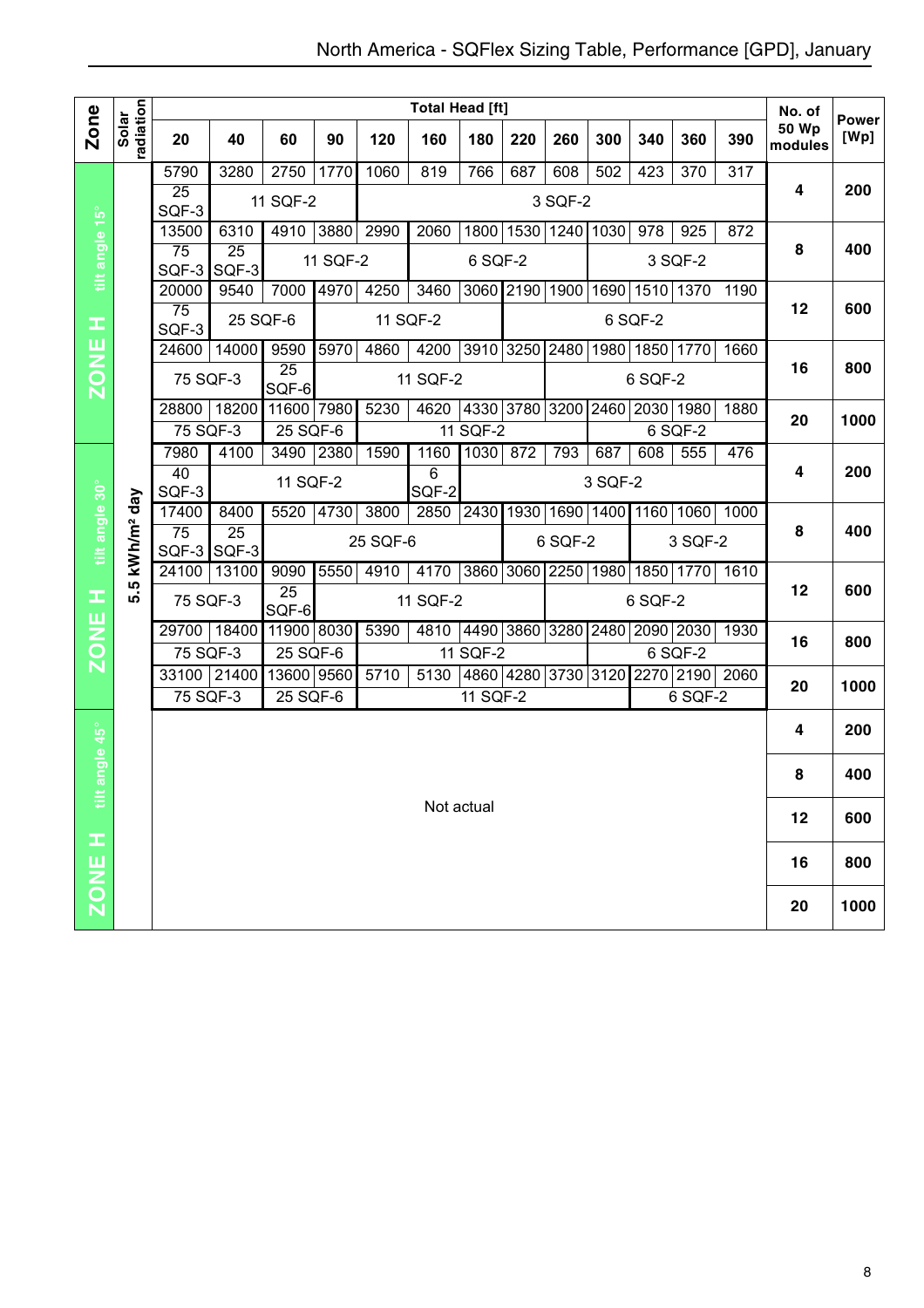# North America - SQFlex Sizing Table, Performance [GPD], January

| Zone | Solar radiation | 20 | 40 | 60 | 90 | 120 | 160 | 180 | 220 | 260 | 300 | 340 | 360 | 390 | No. of 50 Wp modules | Power [Wp] |
|---|---|---|---|---|---|---|---|---|---|---|---|---|---|---|---|---|
| | | Total Head [ft] | | | | | | | | | | | | | | |
| ZONE H tilt angle 15° | 5.5 kWh/m² day | 5790 | 3280 | 2750 | 1770 | 1060 | 819 | 766 | 687 | 608 | 502 | 423 | 370 | 317 | 4 | 200 |
| | | 25 SQF-3 | 11 SQF-2 | | | 3 SQF-2 | | | | | | | | | | |
| | | 13500 | 6310 | 4910 | 3880 | 2990 | 2060 | 1800 | 1530 | 1240 | 1030 | 978 | 925 | 872 | 8 | 400 |
| | | 75 SQF-3 | 25 SQF-3 | 11 SQF-2 | | | 6 SQF-2 | | | | 3 SQF-2 | | | | | |
| | | 20000 | 9540 | 7000 | 4970 | 4250 | 3460 | 3060 | 2190 | 1900 | 1690 | 1510 | 1370 | 1190 | 12 | 600 |
| | | 75 SQF-3 | 25 SQF-6 | | 11 SQF-2 | | | | 6 SQF-2 | | | | | | | |
| | | 24600 | 14000 | 9590 | 5970 | 4860 | 4200 | 3910 | 3250 | 2480 | 1980 | 1850 | 1770 | 1660 | 16 | 800 |
| | | 75 SQF-3 | | 25 SQF-6 | 11 SQF-2 | | | | | 6 SQF-2 | | | | | | |
| | | 28800 | 18200 | 11600 | 7980 | 5230 | 4620 | 4330 | 3780 | 3200 | 2460 | 2030 | 1980 | 1880 | 20 | 1000 |
| | | 75 SQF-3 | | 25 SQF-6 | | 11 SQF-2 | | | | | 6 SQF-2 | | | | | |
| ZONE H tilt angle 30° | 5.5 kWh/m² day | 7980 | 4100 | 3490 | 2380 | 1590 | 1160 | 1030 | 872 | 793 | 687 | 608 | 555 | 476 | 4 | 200 |
| | | 40 SQF-3 | 11 SQF-2 | | | | 6 SQF-2 | 3 SQF-2 | | | | | | | | |
| | | 17400 | 8400 | 5520 | 4730 | 3800 | 2850 | 2430 | 1930 | 1690 | 1400 | 1160 | 1060 | 1000 | 8 | 400 |
| | | 75 SQF-3 | 25 SQF-3 | 25 SQF-6 | | | | | 6 SQF-2 | | | 3 SQF-2 | | | | |
| | | 24100 | 13100 | 9090 | 5550 | 4910 | 4170 | 3860 | 3060 | 2250 | 1980 | 1850 | 1770 | 1610 | 12 | 600 |
| | | 75 SQF-3 | | 25 SQF-6 | 11 SQF-2 | | | | | 6 SQF-2 | | | | | | |
| | | 29700 | 18400 | 11900 | 8030 | 5390 | 4810 | 4490 | 3860 | 3280 | 2480 | 2090 | 2030 | 1930 | 16 | 800 |
| | | 75 SQF-3 | | 25 SQF-6 | | 11 SQF-2 | | | | | 6 SQF-2 | | | | | |
| | | 33100 | 21400 | 13600 | 9560 | 5710 | 5130 | 4860 | 4280 | 3730 | 3120 | 2270 | 2190 | 2060 | 20 | 1000 |
| | | 75 SQF-3 | | 25 SQF-6 | | 11 SQF-2 | | | | | | 6 SQF-2 | | | | |
| ZONE H tilt angle 45° | 5.5 kWh/m² day | Not actual | | | | | | | | | | | | | 4 | 200 |
| | | | | | | | | | | | | | | | 8 | 400 |
| | | | | | | | | | | | | | | | 12 | 600 |
| | | | | | | | | | | | | | | | 16 | 800 |
| | | | | | | | | | | | | | | | 20 | 1000 |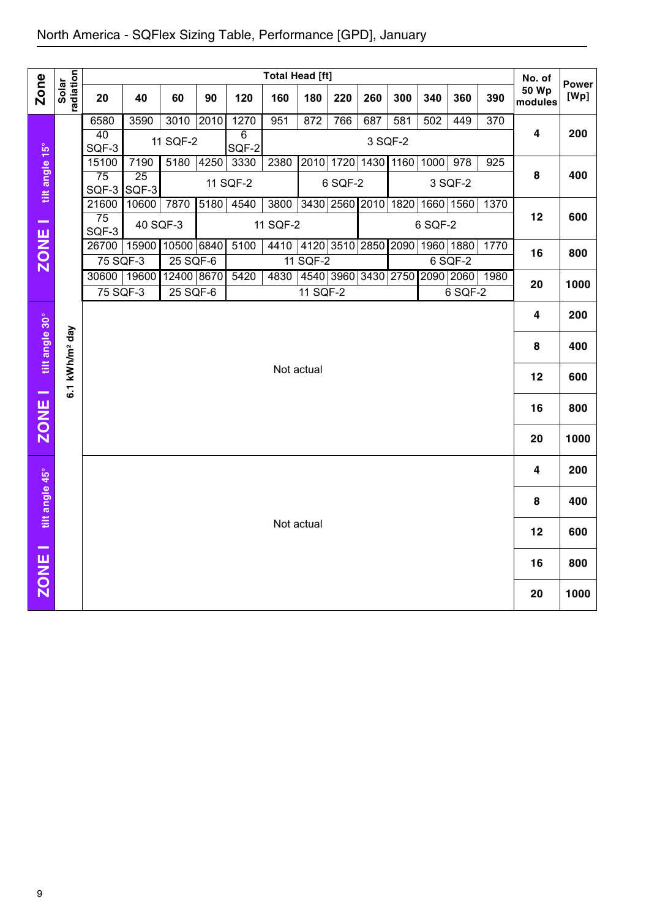North America - SQFlex Sizing Table, Performance [GPD], January

| Zone | Solar radiation | Total Head [ft] | | | | | | | | | | | | | No. of 50 Wp modules | Power [Wp] |
|---|---|---|---|---|---|---|---|---|---|---|---|---|---|---|---|---|
| | | 20 | 40 | 60 | 90 | 120 | 160 | 180 | 220 | 260 | 300 | 340 | 360 | 390 | | |
| ZONE I tilt angle 15° | 6.1 kWh/m² day | 6580 | 3590 | 3010 | 2010 | 1270 | 951 | 872 | 766 | 687 | 581 | 502 | 449 | 370 | 4 | 200 |
| | | 40 SQF-3 | 11 SQF-2 | | | 6 SQF-2 | 3 SQF-2 | | | | | | | | | |
| | | 15100 | 7190 | 5180 | 4250 | 3330 | 2380 | 2010 | 1720 | 1430 | 1160 | 1000 | 978 | 925 | 8 | 400 |
| | | 75 SQF-3 | 25 SQF-3 | 11 SQF-2 | | | | 6 SQF-2 | | | 3 SQF-2 | | | | | |
| | | 21600 | 10600 | 7870 | 5180 | 4540 | 3800 | 3430 | 2560 | 2010 | 1820 | 1660 | 1560 | 1370 | 12 | 600 |
| | | 75 SQF-3 | 40 SQF-3 | | 11 SQF-2 | | | | | 6 SQF-2 | | | | | | |
| | | 26700 | 15900 | 10500 | 6840 | 5100 | 4410 | 4120 | 3510 | 2850 | 2090 | 1960 | 1880 | 1770 | 16 | 800 |
| | | 75 SQF-3 | | 25 SQF-6 | | 11 SQF-2 | | | | | 6 SQF-2 | | | | | |
| | | 30600 | 19600 | 12400 | 8670 | 5420 | 4830 | 4540 | 3960 | 3430 | 2750 | 2090 | 2060 | 1980 | 20 | 1000 |
| | | 75 SQF-3 | | 25 SQF-6 | | 11 SQF-2 | | | | | | 6 SQF-2 | | | | |
| ZONE I tilt angle 30° | | Not actual | | | | | | | | | | | | | 4 | 200 |
| | | | | | | | | | | | | | | | 8 | 400 |
| | | | | | | | | | | | | | | | 12 | 600 |
| | | | | | | | | | | | | | | | 16 | 800 |
| | | | | | | | | | | | | | | | 20 | 1000 |
| ZONE I tilt angle 45° | | Not actual | | | | | | | | | | | | | 4 | 200 |
| | | | | | | | | | | | | | | | 8 | 400 |
| | | | | | | | | | | | | | | | 12 | 600 |
| | | | | | | | | | | | | | | | 16 | 800 |
| | | | | | | | | | | | | | | | 20 | 1000 |